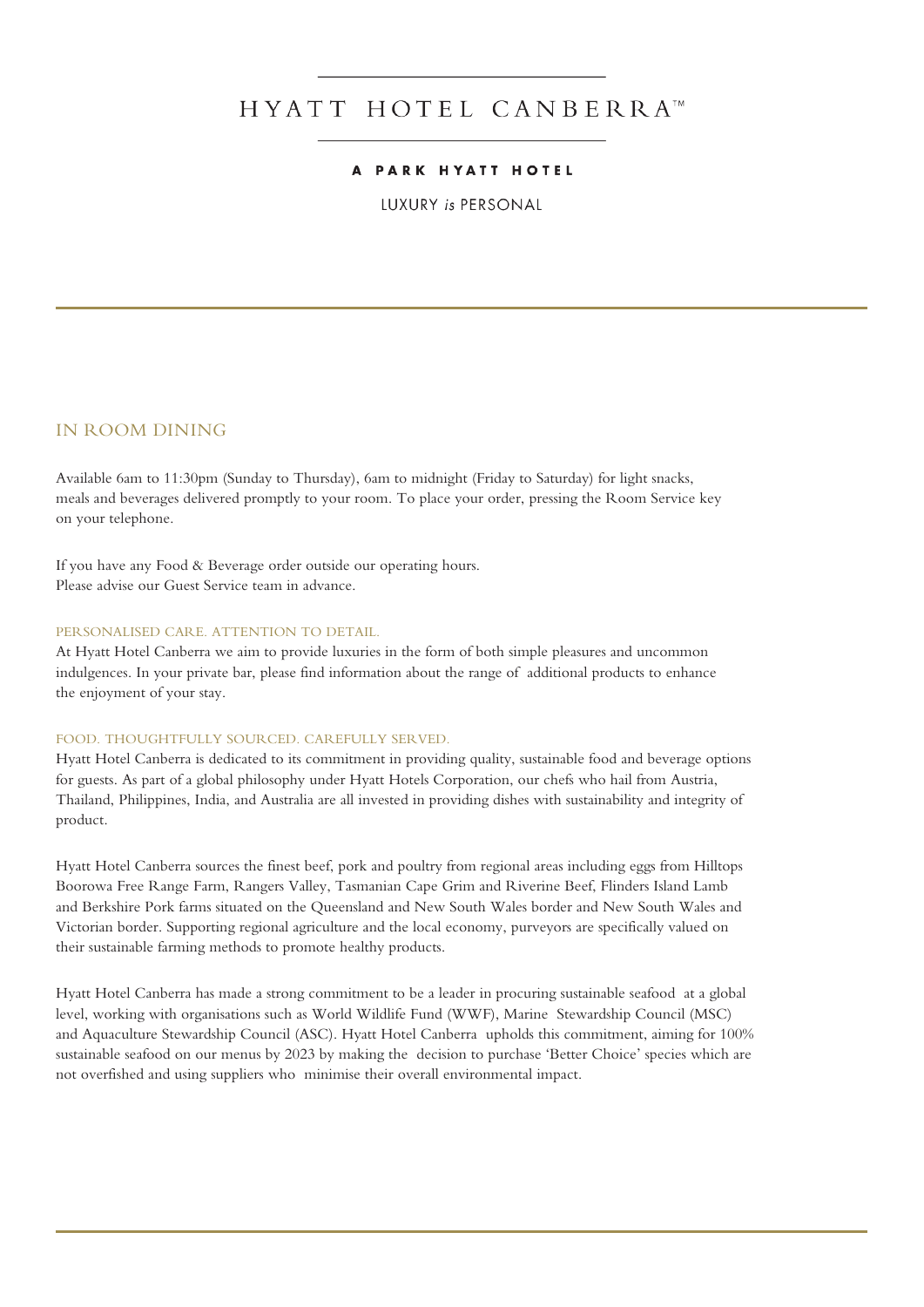# HYATT HOTEL CANBERRA™

**A PARK HYATT HOTEL**

LUXURY *is* PERSONAL

## IN ROOM DINING

Available 6am to 11:30pm (Sunday to Thursday), 6am to midnight (Friday to Saturday) for light snacks, meals and beverages delivered promptly to your room. To place your order, pressing the Room Service key on your telephone.

If you have any Food & Beverage order outside our operating hours. Please advise our Guest Service team in advance.

### PERSONALISED CARE. ATTENTION TO DETAIL.

At Hyatt Hotel Canberra we aim to provide luxuries in the form of both simple pleasures and uncommon indulgences. In your private bar, please find information about the range of additional products to enhance the enjoyment of your stay.

### FOOD. THOUGHTFULLY SOURCED. CAREFULLY SERVED.

Hyatt Hotel Canberra is dedicated to its commitment in providing quality, sustainable food and beverage options for guests. As part of a global philosophy under Hyatt Hotels Corporation, our chefs who hail from Austria, Thailand, Philippines, India, and Australia are all invested in providing dishes with sustainability and integrity of product.

Hyatt Hotel Canberra sources the finest beef, pork and poultry from regional areas including eggs from Hilltops Boorowa Free Range Farm, Rangers Valley, Tasmanian Cape Grim and Riverine Beef, Flinders Island Lamb and Berkshire Pork farms situated on the Queensland and New South Wales border and New South Wales and Victorian border. Supporting regional agriculture and the local economy, purveyors are specifically valued on their sustainable farming methods to promote healthy products.

Hyatt Hotel Canberra has made a strong commitment to be a leader in procuring sustainable seafood at a global level, working with organisations such as World Wildlife Fund (WWF), Marine Stewardship Council (MSC) and Aquaculture Stewardship Council (ASC). Hyatt Hotel Canberra upholds this commitment, aiming for 100% sustainable seafood on our menus by 2023 by making the decision to purchase 'Better Choice' species which are not overfished and using suppliers who minimise their overall environmental impact.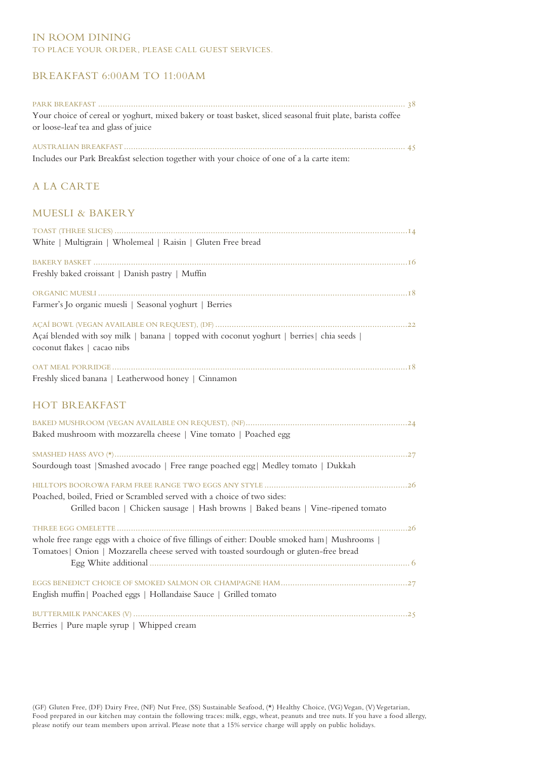# IN ROOM DINING

TO PLACE YOUR ORDER, PLEASE CALL GUEST SERVICES.

## BREAKFAST 6:00AM TO 11:00AM

PARK BREAKFAST .................................................. 38

Your choice of cereal or yoghurt, mixed bakery or toast basket, sliced seasonal fruit plate, barista coffee or loose-leaf tea and glass of juice

AUSTRALIAN BREAKFAST .................................................. 45

Includes our Park Breakfast selection together with your choice of one of a la carte item:

## A LA CARTE

## MUESLI & BAKERY

TOAST (THREE SLICES) .................................................. 14

White | Multigrain | Wholemeal | Raisin | Gluten Free bread

BAKERY BASKET .................................................. 16

Freshly baked croissant | Danish pastry | Muffin

ORGANIC MUESLI .................................................. 18

Farmer's Jo organic muesli | Seasonal yoghurt | Berries

AÇAÍ BOWL (VEGAN AVAILABLE ON REQUEST), (DF) .................................................. 22

Açaí blended with soy milk | banana | topped with coconut yoghurt | berries| chia seeds | coconut flakes | cacao nibs

OAT MEAL PORRIDGE .................................................. 18

Freshly sliced banana | Leatherwood honey | Cinnamon

## HOT BREAKFAST

BAKED MUSHROOM (VEGAN AVAILABLE ON REQUEST), (NF) .................................................. 24

Baked mushroom with mozzarella cheese | Vine tomato | Poached egg

SMASHED HASS AVO (*) .................................................. 27

Sourdough toast |Smashed avocado | Free range poached egg| Medley tomato | Dukkah

HILLTOPS BOOROWA FARM FREE RANGE TWO EGGS ANY STYLE .................................................. 26

Poached, boiled, Fried or Scrambled served with a choice of two sides:

Grilled bacon | Chicken sausage | Hash browns | Baked beans | Vine-ripened tomato

THREE EGG OMELETTE .................................................. 26

whole free range eggs with a choice of five fillings of either: Double smoked ham| Mushrooms | Tomatoes| Onion | Mozzarella cheese served with toasted sourdough or gluten-free bread

Egg White additional .................................................. 6

EGGS BENEDICT CHOICE OF SMOKED SALMON OR CHAMPAGNE HAM .................................................. 27

English muffin| Poached eggs | Hollandaise Sauce | Grilled tomato

BUTTERMILK PANCAKES (V) .................................................. 25

Berries | Pure maple syrup | Whipped cream

(GF) Gluten Free, (DF) Dairy Free, (NF) Nut Free, (SS) Sustainable Seafood, (*) Healthy Choice, (VG) Vegan, (V) Vegetarian, Food prepared in our kitchen may contain the following traces: milk, eggs, wheat, peanuts and tree nuts. If you have a food allergy, please notify our team members upon arrival. Please note that a 15% service charge will apply on public holidays.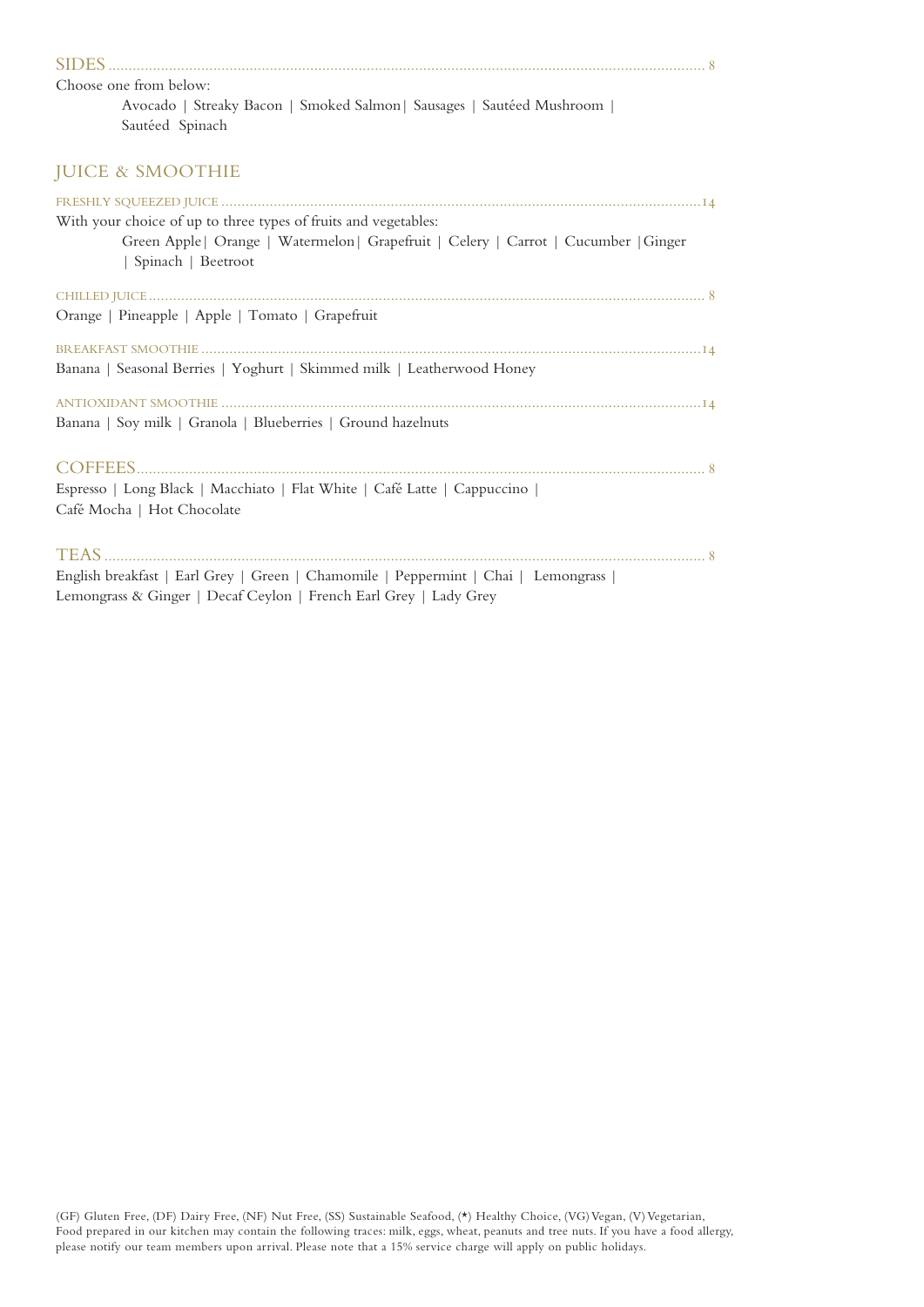## SIDES ........................................................................................................................................ 8

Choose one from below:

Avocado | Streaky Bacon | Smoked Salmon| Sausages | Sautéed Mushroom | Sautéed Spinach

## JUICE & SMOOTHIE

### FRESHLY SQUEEZED JUICE ........................................................................................................................14

With your choice of up to three types of fruits and vegetables:

Green Apple| Orange | Watermelon| Grapefruit | Celery | Carrot | Cucumber |Ginger | Spinach | Beetroot

### CHILLED JUICE ........................................................................................................................................ 8

Orange | Pineapple | Apple | Tomato | Grapefruit

### BREAKFAST SMOOTHIE ............................................................................................................................14

Banana | Seasonal Berries | Yoghurt | Skimmed milk | Leatherwood Honey

### ANTIOXIDANT SMOOTHIE .......................................................................................................................14

Banana | Soy milk | Granola | Blueberries | Ground hazelnuts

## COFFEES ................................................................................................................................................... 8

Espresso | Long Black | Macchiato | Flat White | Café Latte | Cappuccino | Café Mocha | Hot Chocolate

## TEAS ........................................................................................................................................................ 8

English breakfast | Earl Grey | Green | Chamomile | Peppermint | Chai | Lemongrass | Lemongrass & Ginger | Decaf Ceylon | French Earl Grey | Lady Grey

(GF) Gluten Free, (DF) Dairy Free, (NF) Nut Free, (SS) Sustainable Seafood, (*) Healthy Choice, (VG) Vegan, (V) Vegetarian, Food prepared in our kitchen may contain the following traces: milk, eggs, wheat, peanuts and tree nuts. If you have a food allergy, please notify our team members upon arrival. Please note that a 15% service charge will apply on public holidays.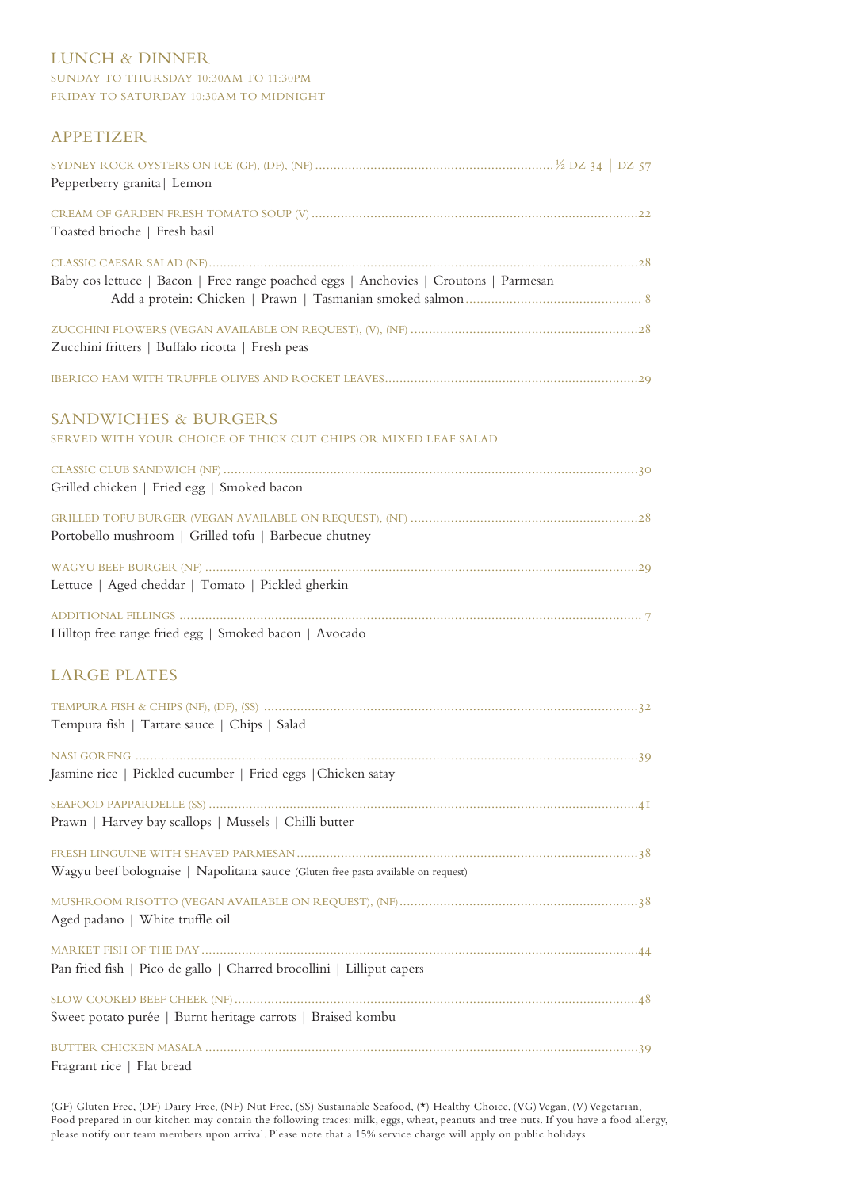# LUNCH & DINNER

SUNDAY TO THURSDAY 10:30AM TO 11:30PM
FRIDAY TO SATURDAY 10:30AM TO MIDNIGHT

## APPETIZER

SYDNEY ROCK OYSTERS ON ICE (GF), (DF), (NF) ................................................................ ½ DZ 34 | DZ 57
Pepperberry granita| Lemon

CREAM OF GARDEN FRESH TOMATO SOUP (V) ........................................................................................22
Toasted brioche | Fresh basil

CLASSIC CAESAR SALAD (NF)....................................................................................................................28
Baby cos lettuce | Bacon | Free range poached eggs | Anchovies | Croutons | Parmesan
Add a protein: Chicken | Prawn | Tasmanian smoked salmon................................................ 8

ZUCCHINI FLOWERS (VEGAN AVAILABLE ON REQUEST), (V), (NF) .............................................................28
Zucchini fritters | Buffalo ricotta | Fresh peas

IBERICO HAM WITH TRUFFLE OLIVES AND ROCKET LEAVES....................................................................29

## SANDWICHES & BURGERS

SERVED WITH YOUR CHOICE OF THICK CUT CHIPS OR MIXED LEAF SALAD

CLASSIC CLUB SANDWICH (NF)................................................................................................................30
Grilled chicken | Fried egg | Smoked bacon

GRILLED TOFU BURGER (VEGAN AVAILABLE ON REQUEST), (NF) .............................................................28
Portobello mushroom | Grilled tofu | Barbecue chutney

WAGYU BEEF BURGER (NF) .....................................................................................................................29
Lettuce | Aged cheddar | Tomato | Pickled gherkin

ADDITIONAL FILLINGS ............................................................................................................................ 7
Hilltop free range fried egg | Smoked bacon | Avocado

## LARGE PLATES

TEMPURA FISH & CHIPS (NF), (DF), (SS) .....................................................................................................32
Tempura fish | Tartare sauce | Chips | Salad

NASI GORENG ........................................................................................................................................39
Jasmine rice | Pickled cucumber | Fried eggs |Chicken satay

SEAFOOD PAPPARDELLE (SS) ....................................................................................................................41
Prawn | Harvey bay scallops | Mussels | Chilli butter

FRESH LINGUINE WITH SHAVED PARMESAN...........................................................................................38
Wagyu beef bolognaise | Napolitana sauce (Gluten free pasta available on request)

MUSHROOM RISOTTO (VEGAN AVAILABLE ON REQUEST), (NF)................................................................38
Aged padano | White truffle oil

MARKET FISH OF THE DAY.......................................................................................................................44
Pan fried fish | Pico de gallo | Charred brocollini | Lilliput capers

SLOW COOKED BEEF CHEEK (NF).............................................................................................................48
Sweet potato purée | Burnt heritage carrots | Braised kombu

BUTTER CHICKEN MASALA .....................................................................................................................39
Fragrant rice | Flat bread

(GF) Gluten Free, (DF) Dairy Free, (NF) Nut Free, (SS) Sustainable Seafood, (*) Healthy Choice, (VG) Vegan, (V) Vegetarian,
Food prepared in our kitchen may contain the following traces: milk, eggs, wheat, peanuts and tree nuts. If you have a food allergy, please notify our team members upon arrival. Please note that a 15% service charge will apply on public holidays.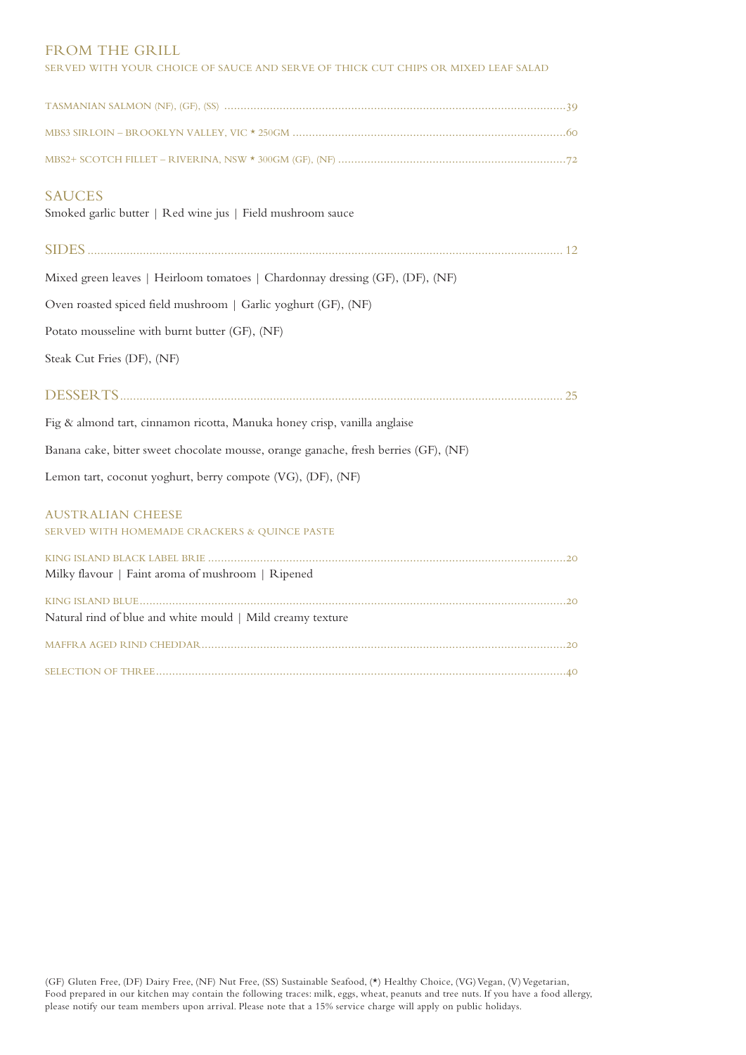## FROM THE GRILL

SERVED WITH YOUR CHOICE OF SAUCE AND SERVE OF THICK CUT CHIPS OR MIXED LEAF SALAD

TASMANIAN SALMON (NF), (GF), (SS) ........ 39

MBS3 SIRLOIN – BROOKLYN VALLEY, VIC * 250GM ........ 60

MBS2+ SCOTCH FILLET – RIVERINA, NSW * 300GM (GF), (NF) ........ 72

## SAUCES

Smoked garlic butter | Red wine jus | Field mushroom sauce

## SIDES ........ 12

Mixed green leaves | Heirloom tomatoes | Chardonnay dressing (GF), (DF), (NF)

Oven roasted spiced field mushroom | Garlic yoghurt (GF), (NF)

Potato mousseline with burnt butter (GF), (NF)

Steak Cut Fries (DF), (NF)

## DESSERTS ........ 25

Fig & almond tart, cinnamon ricotta, Manuka honey crisp, vanilla anglaise

Banana cake, bitter sweet chocolate mousse, orange ganache, fresh berries (GF), (NF)

Lemon tart, coconut yoghurt, berry compote (VG), (DF), (NF)

## AUSTRALIAN CHEESE

SERVED WITH HOMEMADE CRACKERS & QUINCE PASTE

KING ISLAND BLACK LABEL BRIE ........ 20
Milky flavour | Faint aroma of mushroom | Ripened

KING ISLAND BLUE ........ 20
Natural rind of blue and white mould | Mild creamy texture

MAFFRA AGED RIND CHEDDAR ........ 20

SELECTION OF THREE ........ 40

(GF) Gluten Free, (DF) Dairy Free, (NF) Nut Free, (SS) Sustainable Seafood, (*) Healthy Choice, (VG) Vegan, (V) Vegetarian,
Food prepared in our kitchen may contain the following traces: milk, eggs, wheat, peanuts and tree nuts. If you have a food allergy, please notify our team members upon arrival. Please note that a 15% service charge will apply on public holidays.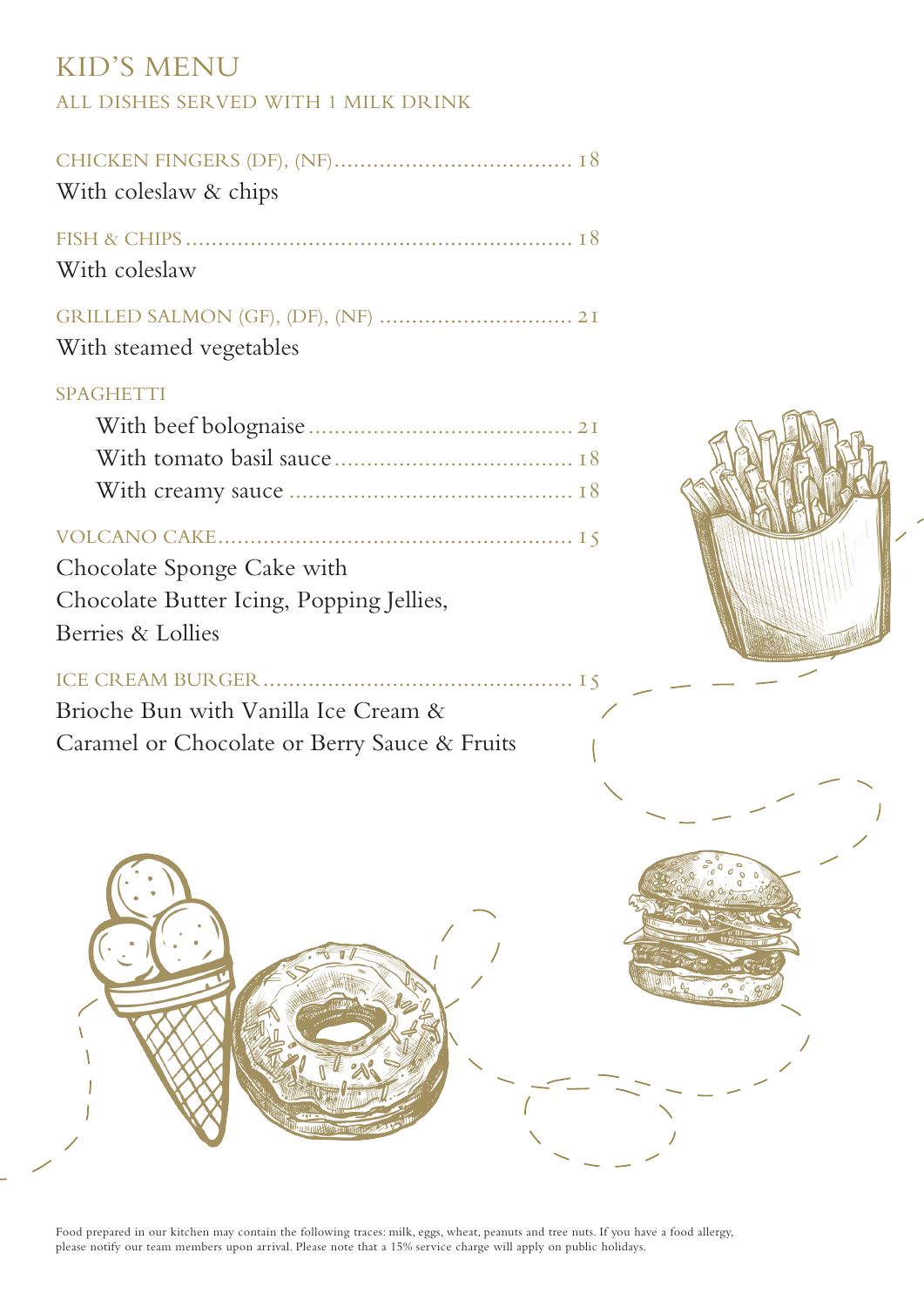# KID'S MENU

## ALL DISHES SERVED WITH 1 MILK DRINK

**CHICKEN FINGERS (DF), (NF)** .................................... 18
With coleslaw & chips

**FISH & CHIPS** ........................................................... 18
With coleslaw

**GRILLED SALMON (GF), (DF), (NF)** ............................. 21
With steamed vegetables

**SPAGHETTI**

- With beef bolognaise ........................................ 21
- With tomato basil sauce .................................... 18
- With creamy sauce ........................................... 18

**VOLCANO CAKE** ...................................................... 15
Chocolate Sponge Cake with
Chocolate Butter Icing, Popping Jellies,
Berries & Lollies

**ICE CREAM BURGER** ............................................... 15
Brioche Bun with Vanilla Ice Cream &
Caramel or Chocolate or Berry Sauce & Fruits

Food prepared in our kitchen may contain the following traces: milk, eggs, wheat, peanuts and tree nuts. If you have a food allergy, please notify our team members upon arrival. Please note that a 15% service charge will apply on public holidays.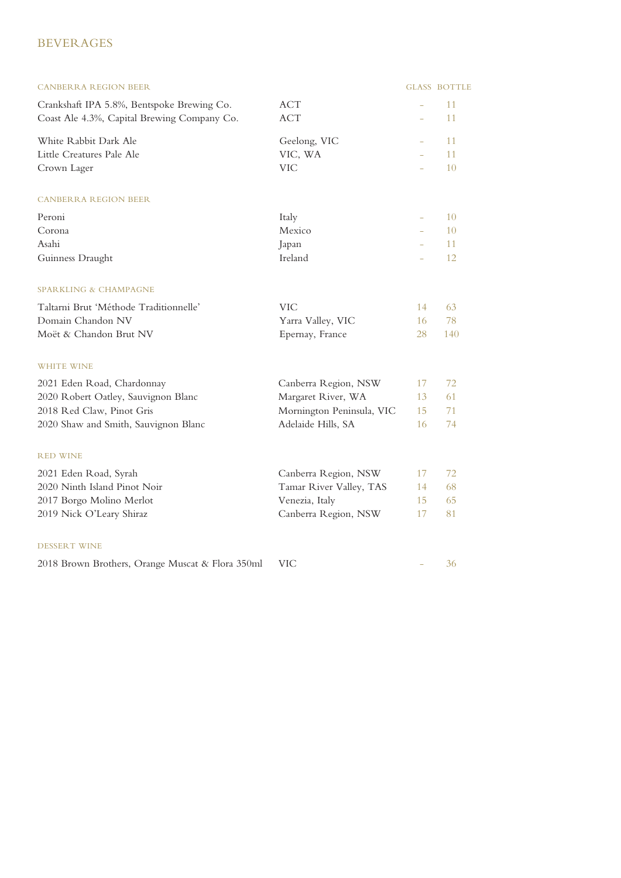# BEVERAGES

| CANBERRA REGION BEER | | GLASS | BOTTLE |
|---|---|---|---|
| Crankshaft IPA 5.8%, Bentspoke Brewing Co. | ACT | - | 11 |
| Coast Ale 4.3%, Capital Brewing Company Co. | ACT | - | 11 |
| White Rabbit Dark Ale | Geelong, VIC | - | 11 |
| Little Creatures Pale Ale | VIC, WA | - | 11 |
| Crown Lager | VIC | - | 10 |
| **CANBERRA REGION BEER** | | | |
| Peroni | Italy | - | 10 |
| Corona | Mexico | - | 10 |
| Asahi | Japan | - | 11 |
| Guinness Draught | Ireland | - | 12 |
| **SPARKLING & CHAMPAGNE** | | | |
| Taltarni Brut 'Méthode Traditionnelle' | VIC | 14 | 63 |
| Domain Chandon NV | Yarra Valley, VIC | 16 | 78 |
| Moët & Chandon Brut NV | Epernay, France | 28 | 140 |
| **WHITE WINE** | | | |
| 2021 Eden Road, Chardonnay | Canberra Region, NSW | 17 | 72 |
| 2020 Robert Oatley, Sauvignon Blanc | Margaret River, WA | 13 | 61 |
| 2018 Red Claw, Pinot Gris | Mornington Peninsula, VIC | 15 | 71 |
| 2020 Shaw and Smith, Sauvignon Blanc | Adelaide Hills, SA | 16 | 74 |
| **RED WINE** | | | |
| 2021 Eden Road, Syrah | Canberra Region, NSW | 17 | 72 |
| 2020 Ninth Island Pinot Noir | Tamar River Valley, TAS | 14 | 68 |
| 2017 Borgo Molino Merlot | Venezia, Italy | 15 | 65 |
| 2019 Nick O'Leary Shiraz | Canberra Region, NSW | 17 | 81 |
| **DESSERT WINE** | | | |
| 2018 Brown Brothers, Orange Muscat & Flora 350ml | VIC | - | 36 |